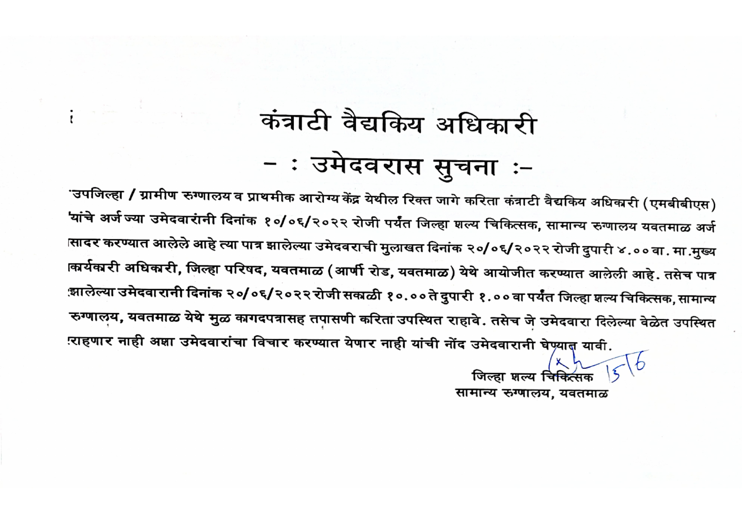# कंत्राटी वैद्यकिय अधिकारी

## - : उमेदवारास सुचना :-

उपजिल्हा / ग्रामीण रुग्णालय व प्राथमीक आरोग्य केंद्र येथील रिक्त जागे करिता कंत्राटी वैद्यकिय अधिकारी (एमबीबीएस) यांचे अर्ज ज्या उमेदवारांनी दिनांक १०/०६/२०२२ रोजी पर्यंत जिल्हा शल्य चिकित्सक, सामान्य रुग्णालय यवतमाळ अर्ज सादर करण्यात आलेले आहे त्या पात्र झालेल्या उमेदवराची मुलाखत दिनांक २०/०६/२०२२ रोजी दुपारी ४.०० वा. मा.मुख्य कार्यकारी अधिकारी, जिल्हा परिषद, यवतमाळ (आर्णी रोड, यवतमाळ) येथे आयोजीत करण्यात आलेली आहे. तसेच पात्र झालेल्या उमेदवारानी दिनांक २०/०६/२०२२ रोजी सकाळी १०.०० ते दुपारी १.०० वा पर्यंत जिल्हा शल्य चिकित्सक, सामान्य रुग्णालय, यवतमाळ येथे मुळ कागदपत्रासह तपासणी करिता उपस्थित राहावे. तसेच जे उमेदवारा दिलेल्या वेळेत उपस्थित राहणार नाही अशा उमेदवारांचा विचार करण्यात येणार नाही यांची नोंद उमेदवारानी घेण्यात यावी.

15/6

जिल्हा शल्य चिकित्सक
सामान्य रुग्णालय, यवतमाळ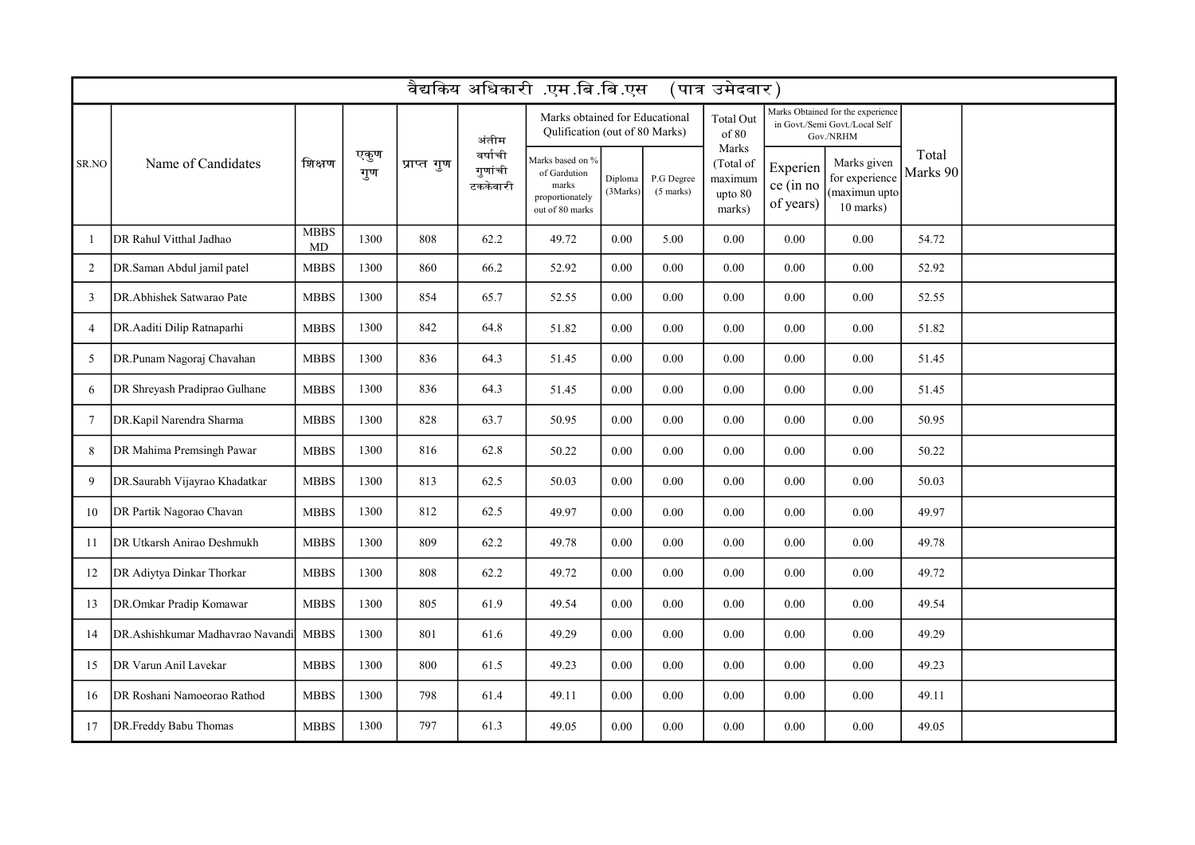| वैद्यकिय अधिकारी .एम.बि.बि.एस (पात्र उमेदवार) | | | | | | | | | | | | | | |
|---|---|---|---|---|---|---|---|---|---|---|---|---|---|---|
| SR.NO | Name of Candidates | शिक्षण | एकुण गुण | प्राप्त गुण | अंतीम वर्षाची गुणांची टककेवारी | Marks obtained for Educational Qulification (out of 80 Marks) | | | Total Out of 80 Marks (Total of maximum upto 80 marks) | Marks Obtained for the experience in Govt./Semi Govt./Local Self Gov./NRHM | | Total Marks 90 | |
| | | | | | | Marks based on % of Gardution marks proportionately out of 80 marks | Diploma (3Marks) | P.G Degree (5 marks) | | Experience (in no of years) | Marks given for experience (maximun upto 10 marks) | | |
| 1 | DR Rahul Vitthal Jadhao | MBBS MD | 1300 | 808 | 62.2 | 49.72 | 0.00 | 5.00 | 0.00 | 0.00 | 0.00 | 54.72 | |
| 2 | DR.Saman Abdul jamil patel | MBBS | 1300 | 860 | 66.2 | 52.92 | 0.00 | 0.00 | 0.00 | 0.00 | 0.00 | 52.92 | |
| 3 | DR.Abhishek Satwarao Pate | MBBS | 1300 | 854 | 65.7 | 52.55 | 0.00 | 0.00 | 0.00 | 0.00 | 0.00 | 52.55 | |
| 4 | DR.Aaditi Dilip Ratnaparhi | MBBS | 1300 | 842 | 64.8 | 51.82 | 0.00 | 0.00 | 0.00 | 0.00 | 0.00 | 51.82 | |
| 5 | DR.Punam Nagoraj Chavahan | MBBS | 1300 | 836 | 64.3 | 51.45 | 0.00 | 0.00 | 0.00 | 0.00 | 0.00 | 51.45 | |
| 6 | DR Shreyash Pradiprao Gulhane | MBBS | 1300 | 836 | 64.3 | 51.45 | 0.00 | 0.00 | 0.00 | 0.00 | 0.00 | 51.45 | |
| 7 | DR.Kapil Narendra Sharma | MBBS | 1300 | 828 | 63.7 | 50.95 | 0.00 | 0.00 | 0.00 | 0.00 | 0.00 | 50.95 | |
| 8 | DR Mahima Premsingh Pawar | MBBS | 1300 | 816 | 62.8 | 50.22 | 0.00 | 0.00 | 0.00 | 0.00 | 0.00 | 50.22 | |
| 9 | DR.Saurabh Vijayrao Khadatkar | MBBS | 1300 | 813 | 62.5 | 50.03 | 0.00 | 0.00 | 0.00 | 0.00 | 0.00 | 50.03 | |
| 10 | DR Partik Nagorao Chavan | MBBS | 1300 | 812 | 62.5 | 49.97 | 0.00 | 0.00 | 0.00 | 0.00 | 0.00 | 49.97 | |
| 11 | DR Utkarsh Anirao Deshmukh | MBBS | 1300 | 809 | 62.2 | 49.78 | 0.00 | 0.00 | 0.00 | 0.00 | 0.00 | 49.78 | |
| 12 | DR Adiytya Dinkar Thorkar | MBBS | 1300 | 808 | 62.2 | 49.72 | 0.00 | 0.00 | 0.00 | 0.00 | 0.00 | 49.72 | |
| 13 | DR.Omkar Pradip Komawar | MBBS | 1300 | 805 | 61.9 | 49.54 | 0.00 | 0.00 | 0.00 | 0.00 | 0.00 | 49.54 | |
| 14 | DR.Ashishkumar Madhavrao Navandi | MBBS | 1300 | 801 | 61.6 | 49.29 | 0.00 | 0.00 | 0.00 | 0.00 | 0.00 | 49.29 | |
| 15 | DR Varun Anil Lavekar | MBBS | 1300 | 800 | 61.5 | 49.23 | 0.00 | 0.00 | 0.00 | 0.00 | 0.00 | 49.23 | |
| 16 | DR Roshani Namoeorao Rathod | MBBS | 1300 | 798 | 61.4 | 49.11 | 0.00 | 0.00 | 0.00 | 0.00 | 0.00 | 49.11 | |
| 17 | DR.Freddy Babu Thomas | MBBS | 1300 | 797 | 61.3 | 49.05 | 0.00 | 0.00 | 0.00 | 0.00 | 0.00 | 49.05 | |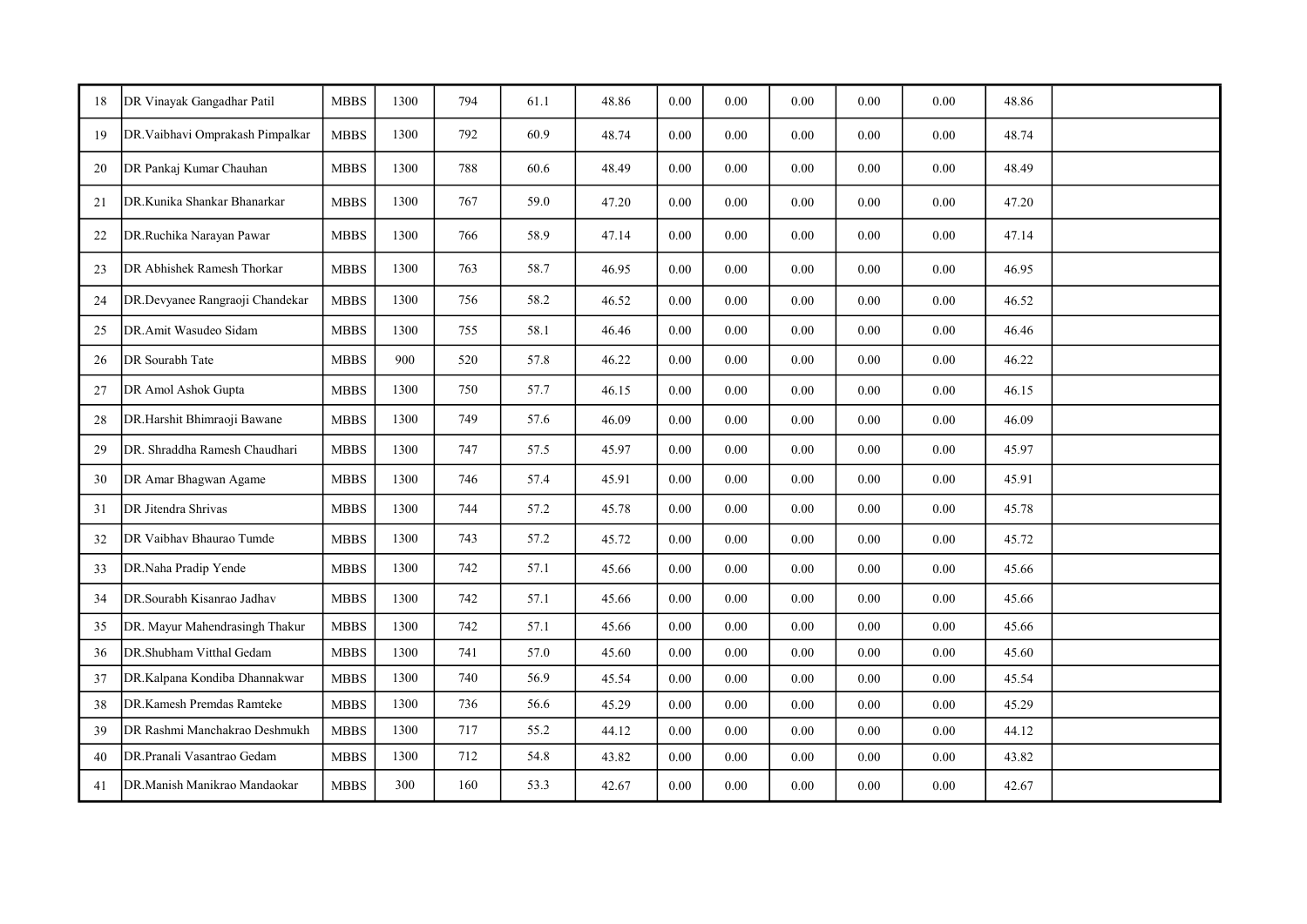| | | | | | | | | | | | | | |
|---|---|---|---|---|---|---|---|---|---|---|---|---|---|
| 18 | DR Vinayak Gangadhar Patil | MBBS | 1300 | 794 | 61.1 | 48.86 | 0.00 | 0.00 | 0.00 | 0.00 | 0.00 | 48.86 | |
| 19 | DR.Vaibhavi Omprakash Pimpalkar | MBBS | 1300 | 792 | 60.9 | 48.74 | 0.00 | 0.00 | 0.00 | 0.00 | 0.00 | 48.74 | |
| 20 | DR Pankaj Kumar Chauhan | MBBS | 1300 | 788 | 60.6 | 48.49 | 0.00 | 0.00 | 0.00 | 0.00 | 0.00 | 48.49 | |
| 21 | DR.Kunika Shankar Bhanarkar | MBBS | 1300 | 767 | 59.0 | 47.20 | 0.00 | 0.00 | 0.00 | 0.00 | 0.00 | 47.20 | |
| 22 | DR.Ruchika Narayan Pawar | MBBS | 1300 | 766 | 58.9 | 47.14 | 0.00 | 0.00 | 0.00 | 0.00 | 0.00 | 47.14 | |
| 23 | DR Abhishek Ramesh Thorkar | MBBS | 1300 | 763 | 58.7 | 46.95 | 0.00 | 0.00 | 0.00 | 0.00 | 0.00 | 46.95 | |
| 24 | DR.Devyanee Rangraoji Chandekar | MBBS | 1300 | 756 | 58.2 | 46.52 | 0.00 | 0.00 | 0.00 | 0.00 | 0.00 | 46.52 | |
| 25 | DR.Amit Wasudeo Sidam | MBBS | 1300 | 755 | 58.1 | 46.46 | 0.00 | 0.00 | 0.00 | 0.00 | 0.00 | 46.46 | |
| 26 | DR Sourabh Tate | MBBS | 900 | 520 | 57.8 | 46.22 | 0.00 | 0.00 | 0.00 | 0.00 | 0.00 | 46.22 | |
| 27 | DR Amol Ashok Gupta | MBBS | 1300 | 750 | 57.7 | 46.15 | 0.00 | 0.00 | 0.00 | 0.00 | 0.00 | 46.15 | |
| 28 | DR.Harshit Bhimraoji Bawane | MBBS | 1300 | 749 | 57.6 | 46.09 | 0.00 | 0.00 | 0.00 | 0.00 | 0.00 | 46.09 | |
| 29 | DR. Shraddha Ramesh Chaudhari | MBBS | 1300 | 747 | 57.5 | 45.97 | 0.00 | 0.00 | 0.00 | 0.00 | 0.00 | 45.97 | |
| 30 | DR Amar Bhagwan Agame | MBBS | 1300 | 746 | 57.4 | 45.91 | 0.00 | 0.00 | 0.00 | 0.00 | 0.00 | 45.91 | |
| 31 | DR Jitendra Shrivas | MBBS | 1300 | 744 | 57.2 | 45.78 | 0.00 | 0.00 | 0.00 | 0.00 | 0.00 | 45.78 | |
| 32 | DR Vaibhav Bhaurao Tumde | MBBS | 1300 | 743 | 57.2 | 45.72 | 0.00 | 0.00 | 0.00 | 0.00 | 0.00 | 45.72 | |
| 33 | DR.Naha Pradip Yende | MBBS | 1300 | 742 | 57.1 | 45.66 | 0.00 | 0.00 | 0.00 | 0.00 | 0.00 | 45.66 | |
| 34 | DR.Sourabh Kisanrao Jadhav | MBBS | 1300 | 742 | 57.1 | 45.66 | 0.00 | 0.00 | 0.00 | 0.00 | 0.00 | 45.66 | |
| 35 | DR. Mayur Mahendrasingh Thakur | MBBS | 1300 | 742 | 57.1 | 45.66 | 0.00 | 0.00 | 0.00 | 0.00 | 0.00 | 45.66 | |
| 36 | DR.Shubham Vitthal Gedam | MBBS | 1300 | 741 | 57.0 | 45.60 | 0.00 | 0.00 | 0.00 | 0.00 | 0.00 | 45.60 | |
| 37 | DR.Kalpana Kondiba Dhannakwar | MBBS | 1300 | 740 | 56.9 | 45.54 | 0.00 | 0.00 | 0.00 | 0.00 | 0.00 | 45.54 | |
| 38 | DR.Kamesh Premdas Ramteke | MBBS | 1300 | 736 | 56.6 | 45.29 | 0.00 | 0.00 | 0.00 | 0.00 | 0.00 | 45.29 | |
| 39 | DR Rashmi Manchakrao Deshmukh | MBBS | 1300 | 717 | 55.2 | 44.12 | 0.00 | 0.00 | 0.00 | 0.00 | 0.00 | 44.12 | |
| 40 | DR.Pranali Vasantrao Gedam | MBBS | 1300 | 712 | 54.8 | 43.82 | 0.00 | 0.00 | 0.00 | 0.00 | 0.00 | 43.82 | |
| 41 | DR.Manish Manikrao Mandaokar | MBBS | 300 | 160 | 53.3 | 42.67 | 0.00 | 0.00 | 0.00 | 0.00 | 0.00 | 42.67 | |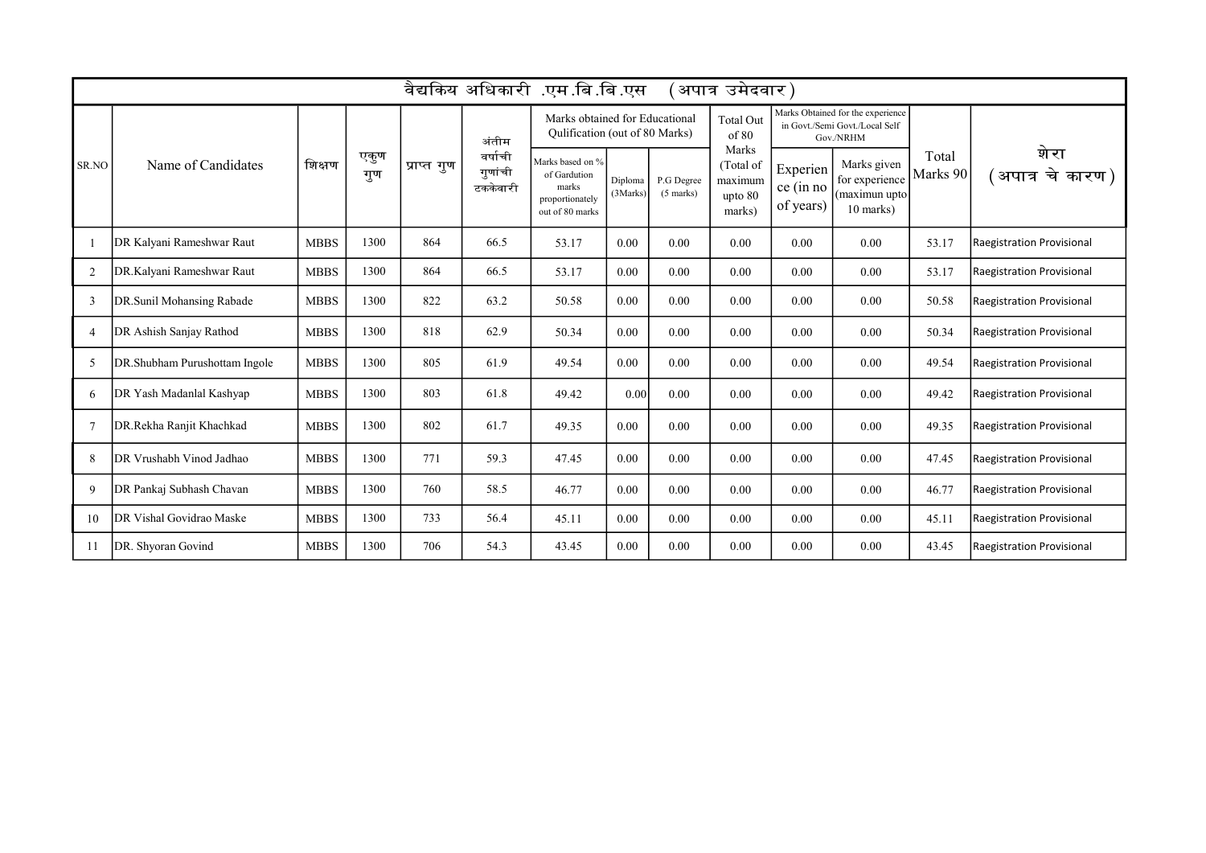| वैद्यकिय अधिकारी .एम.बि.बि.एस (अपात्र उमेदवार) | | | | | | | | | | | | | |
|---|---|---|---|---|---|---|---|---|---|---|---|---|---|
| SR.NO | Name of Candidates | शिक्षण | एकुण गुण | प्राप्त गुण | अंतीम वर्षाची गुणांची टककेवारी | Marks obtained for Educational Qulification (out of 80 Marks) | | | Total Out of 80 Marks (Total of maximum upto 80 marks) | Marks Obtained for the experience in Govt./Semi Govt./Local Self Gov./NRHM | | Total Marks 90 | शेरा (अपात्र चे कारण) |
| | | | | | | Marks based on % of Gardution marks proportionately out of 80 marks | Diploma (3Marks) | P.G Degree (5 marks) | | Experience (in no of years) | Marks given for experience (maximun upto 10 marks) | | |
| 1 | DR Kalyani Rameshwar Raut | MBBS | 1300 | 864 | 66.5 | 53.17 | 0.00 | 0.00 | 0.00 | 0.00 | 0.00 | 53.17 | Raegistration Provisional |
| 2 | DR.Kalyani Rameshwar Raut | MBBS | 1300 | 864 | 66.5 | 53.17 | 0.00 | 0.00 | 0.00 | 0.00 | 0.00 | 53.17 | Raegistration Provisional |
| 3 | DR.Sunil Mohansing Rabade | MBBS | 1300 | 822 | 63.2 | 50.58 | 0.00 | 0.00 | 0.00 | 0.00 | 0.00 | 50.58 | Raegistration Provisional |
| 4 | DR Ashish Sanjay Rathod | MBBS | 1300 | 818 | 62.9 | 50.34 | 0.00 | 0.00 | 0.00 | 0.00 | 0.00 | 50.34 | Raegistration Provisional |
| 5 | DR.Shubham Purushottam Ingole | MBBS | 1300 | 805 | 61.9 | 49.54 | 0.00 | 0.00 | 0.00 | 0.00 | 0.00 | 49.54 | Raegistration Provisional |
| 6 | DR Yash Madanlal Kashyap | MBBS | 1300 | 803 | 61.8 | 49.42 | 0.00 | 0.00 | 0.00 | 0.00 | 0.00 | 49.42 | Raegistration Provisional |
| 7 | DR.Rekha Ranjit Khachkad | MBBS | 1300 | 802 | 61.7 | 49.35 | 0.00 | 0.00 | 0.00 | 0.00 | 0.00 | 49.35 | Raegistration Provisional |
| 8 | DR Vrushabh Vinod Jadhao | MBBS | 1300 | 771 | 59.3 | 47.45 | 0.00 | 0.00 | 0.00 | 0.00 | 0.00 | 47.45 | Raegistration Provisional |
| 9 | DR Pankaj Subhash Chavan | MBBS | 1300 | 760 | 58.5 | 46.77 | 0.00 | 0.00 | 0.00 | 0.00 | 0.00 | 46.77 | Raegistration Provisional |
| 10 | DR Vishal Govidrao Maske | MBBS | 1300 | 733 | 56.4 | 45.11 | 0.00 | 0.00 | 0.00 | 0.00 | 0.00 | 45.11 | Raegistration Provisional |
| 11 | DR. Shyoran Govind | MBBS | 1300 | 706 | 54.3 | 43.45 | 0.00 | 0.00 | 0.00 | 0.00 | 0.00 | 43.45 | Raegistration Provisional |